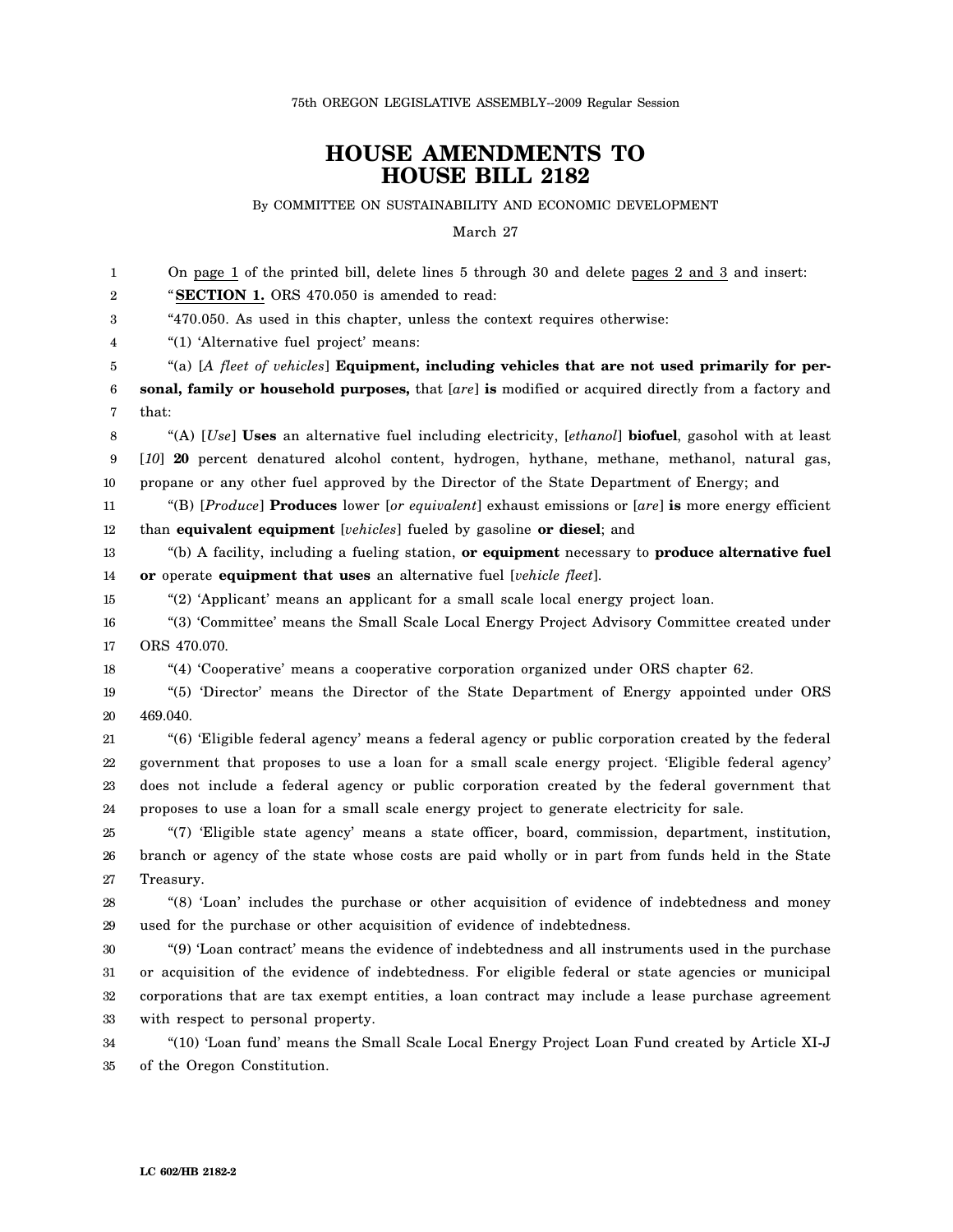75th OREGON LEGISLATIVE ASSEMBLY--2009 Regular Session

# HOUSE AMENDMENTS TO HOUSE BILL 2182

By COMMITTEE ON SUSTAINABILITY AND ECONOMIC DEVELOPMENT

March 27

On page 1 of the printed bill, delete lines 5 through 30 and delete pages 2 and 3 and insert:

"**SECTION 1.** ORS 470.050 is amended to read:

"470.050. As used in this chapter, unless the context requires otherwise:

"(1) 'Alternative fuel project' means:

"(a) [*A fleet of vehicles*] **Equipment, including vehicles that are not used primarily for personal, family or household purposes,** that [*are*] **is** modified or acquired directly from a factory and that:

"(A) [*Use*] **Uses** an alternative fuel including electricity, [*ethanol*] **biofuel**, gasohol with at least [*10*] **20** percent denatured alcohol content, hydrogen, hythane, methane, methanol, natural gas, propane or any other fuel approved by the Director of the State Department of Energy; and

"(B) [*Produce*] **Produces** lower [*or equivalent*] exhaust emissions or [*are*] **is** more energy efficient than **equivalent equipment** [*vehicles*] fueled by gasoline **or diesel**; and

"(b) A facility, including a fueling station, **or equipment** necessary to **produce alternative fuel or** operate **equipment that uses** an alternative fuel [*vehicle fleet*].

"(2) 'Applicant' means an applicant for a small scale local energy project loan.

"(3) 'Committee' means the Small Scale Local Energy Project Advisory Committee created under ORS 470.070.

"(4) 'Cooperative' means a cooperative corporation organized under ORS chapter 62.

"(5) 'Director' means the Director of the State Department of Energy appointed under ORS 469.040.

"(6) 'Eligible federal agency' means a federal agency or public corporation created by the federal government that proposes to use a loan for a small scale energy project. 'Eligible federal agency' does not include a federal agency or public corporation created by the federal government that proposes to use a loan for a small scale energy project to generate electricity for sale.

"(7) 'Eligible state agency' means a state officer, board, commission, department, institution, branch or agency of the state whose costs are paid wholly or in part from funds held in the State Treasury.

"(8) 'Loan' includes the purchase or other acquisition of evidence of indebtedness and money used for the purchase or other acquisition of evidence of indebtedness.

"(9) 'Loan contract' means the evidence of indebtedness and all instruments used in the purchase or acquisition of the evidence of indebtedness. For eligible federal or state agencies or municipal corporations that are tax exempt entities, a loan contract may include a lease purchase agreement with respect to personal property.

"(10) 'Loan fund' means the Small Scale Local Energy Project Loan Fund created by Article XI-J of the Oregon Constitution.

LC 602/HB 2182-2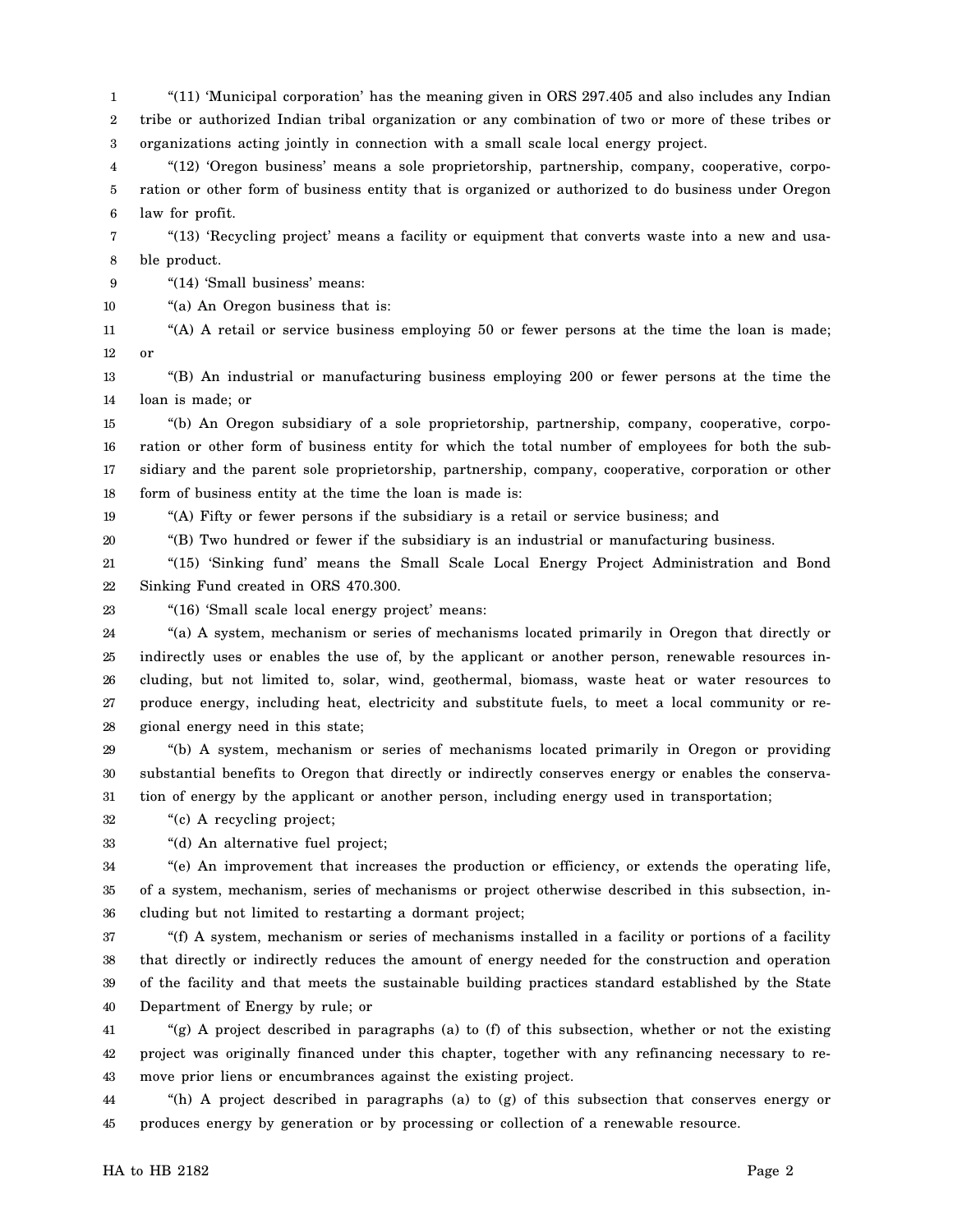"(11) 'Municipal corporation' has the meaning given in ORS 297.405 and also includes any Indian tribe or authorized Indian tribal organization or any combination of two or more of these tribes or organizations acting jointly in connection with a small scale local energy project.

"(12) 'Oregon business' means a sole proprietorship, partnership, company, cooperative, corporation or other form of business entity that is organized or authorized to do business under Oregon law for profit.

"(13) 'Recycling project' means a facility or equipment that converts waste into a new and usable product.

"(14) 'Small business' means:

"(a) An Oregon business that is:

"(A) A retail or service business employing 50 or fewer persons at the time the loan is made; or

"(B) An industrial or manufacturing business employing 200 or fewer persons at the time the loan is made; or

"(b) An Oregon subsidiary of a sole proprietorship, partnership, company, cooperative, corporation or other form of business entity for which the total number of employees for both the subsidiary and the parent sole proprietorship, partnership, company, cooperative, corporation or other form of business entity at the time the loan is made is:

"(A) Fifty or fewer persons if the subsidiary is a retail or service business; and

"(B) Two hundred or fewer if the subsidiary is an industrial or manufacturing business.

"(15) 'Sinking fund' means the Small Scale Local Energy Project Administration and Bond Sinking Fund created in ORS 470.300.

"(16) 'Small scale local energy project' means:

"(a) A system, mechanism or series of mechanisms located primarily in Oregon that directly or indirectly uses or enables the use of, by the applicant or another person, renewable resources including, but not limited to, solar, wind, geothermal, biomass, waste heat or water resources to produce energy, including heat, electricity and substitute fuels, to meet a local community or regional energy need in this state;

"(b) A system, mechanism or series of mechanisms located primarily in Oregon or providing substantial benefits to Oregon that directly or indirectly conserves energy or enables the conservation of energy by the applicant or another person, including energy used in transportation;

"(c) A recycling project;

"(d) An alternative fuel project;

"(e) An improvement that increases the production or efficiency, or extends the operating life, of a system, mechanism, series of mechanisms or project otherwise described in this subsection, including but not limited to restarting a dormant project;

"(f) A system, mechanism or series of mechanisms installed in a facility or portions of a facility that directly or indirectly reduces the amount of energy needed for the construction and operation of the facility and that meets the sustainable building practices standard established by the State Department of Energy by rule; or

"(g) A project described in paragraphs (a) to (f) of this subsection, whether or not the existing project was originally financed under this chapter, together with any refinancing necessary to remove prior liens or encumbrances against the existing project.

"(h) A project described in paragraphs (a) to (g) of this subsection that conserves energy or produces energy by generation or by processing or collection of a renewable resource.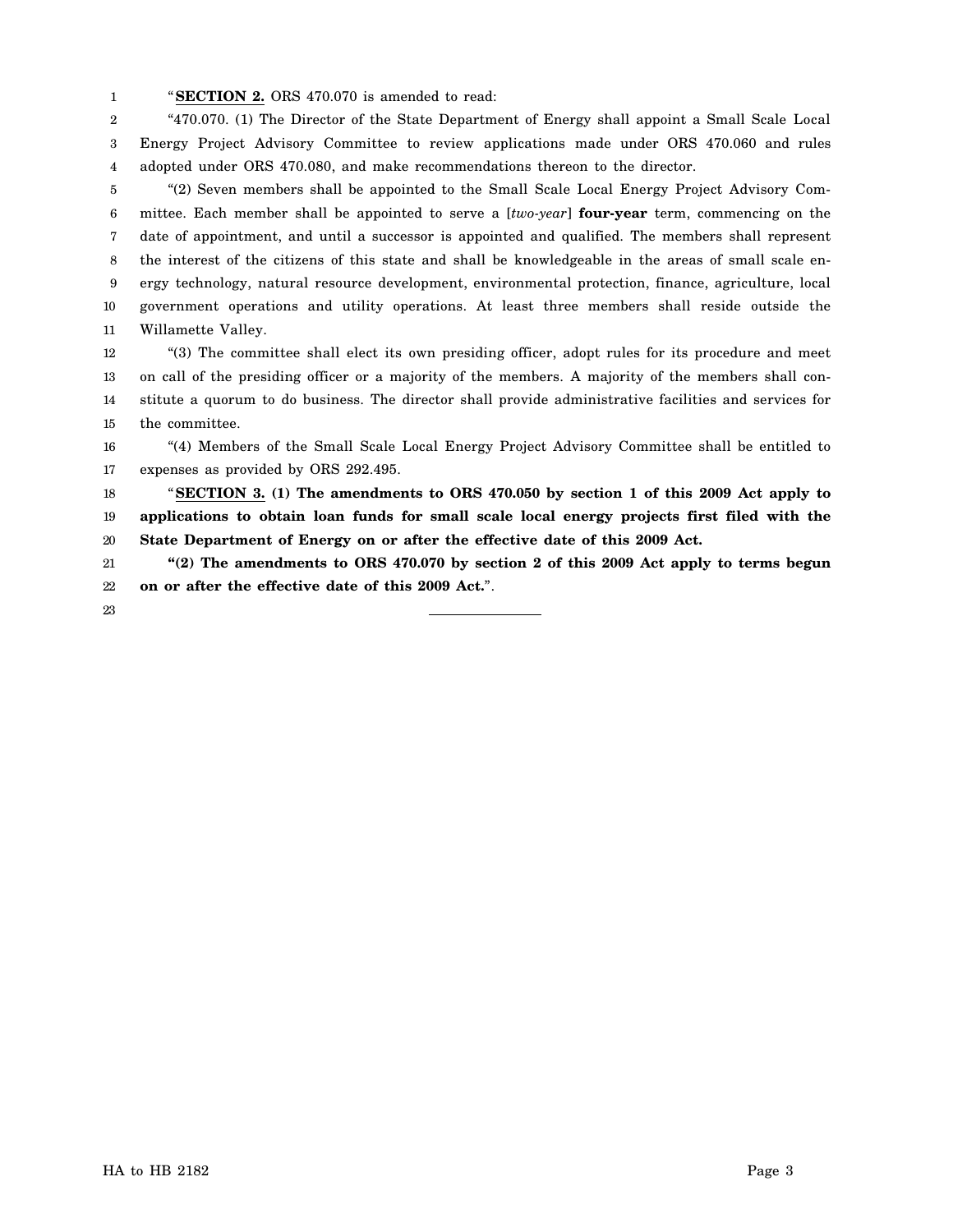"**<u>SECTION 2.</u>** ORS 470.070 is amended to read:

"470.070. (1) The Director of the State Department of Energy shall appoint a Small Scale Local Energy Project Advisory Committee to review applications made under ORS 470.060 and rules adopted under ORS 470.080, and make recommendations thereon to the director.

"(2) Seven members shall be appointed to the Small Scale Local Energy Project Advisory Committee. Each member shall be appointed to serve a [*two-year*] **four-year** term, commencing on the date of appointment, and until a successor is appointed and qualified. The members shall represent the interest of the citizens of this state and shall be knowledgeable in the areas of small scale energy technology, natural resource development, environmental protection, finance, agriculture, local government operations and utility operations. At least three members shall reside outside the Willamette Valley.

"(3) The committee shall elect its own presiding officer, adopt rules for its procedure and meet on call of the presiding officer or a majority of the members. A majority of the members shall constitute a quorum to do business. The director shall provide administrative facilities and services for the committee.

"(4) Members of the Small Scale Local Energy Project Advisory Committee shall be entitled to expenses as provided by ORS 292.495.

"**<u>SECTION 3.</u> (1) The amendments to ORS 470.050 by section 1 of this 2009 Act apply to applications to obtain loan funds for small scale local energy projects first filed with the State Department of Energy on or after the effective date of this 2009 Act.**

**"(2) The amendments to ORS 470.070 by section 2 of this 2009 Act apply to terms begun on or after the effective date of this 2009 Act.**".